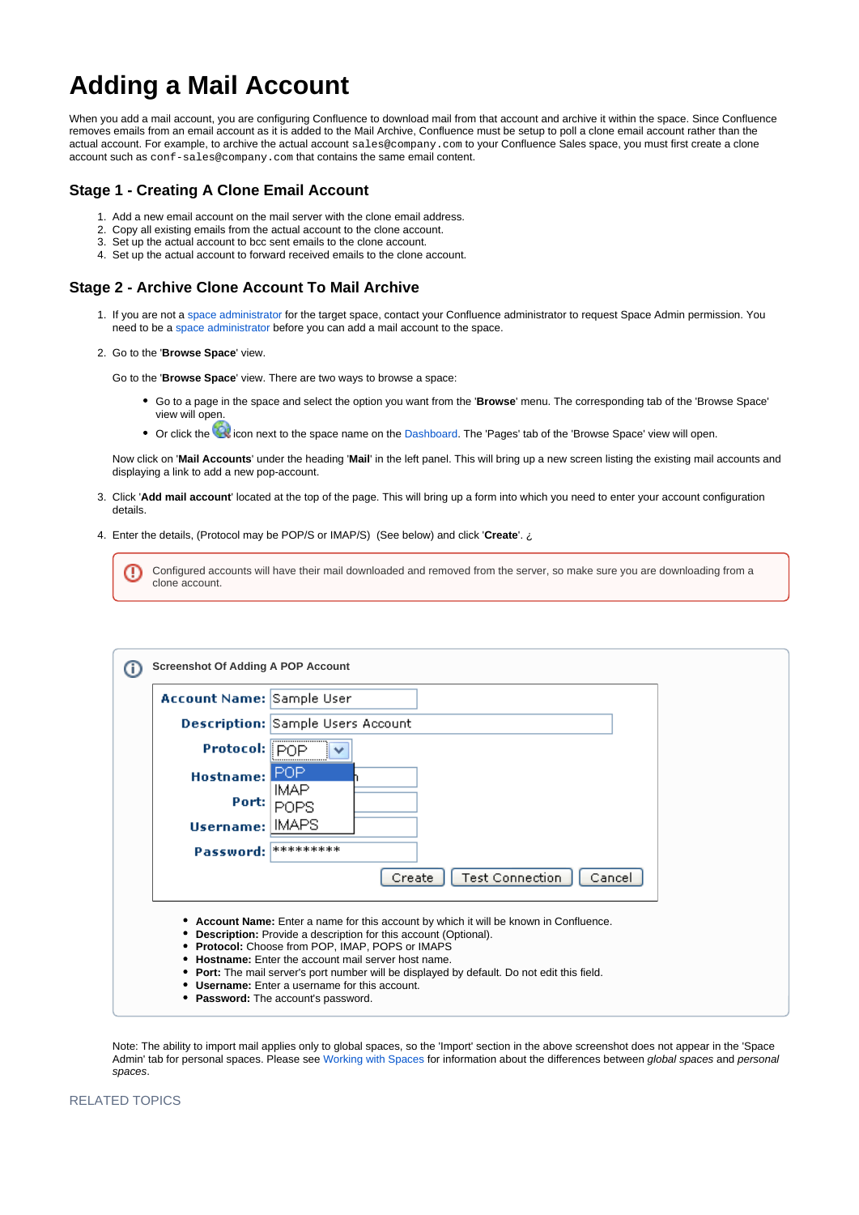# Adding a Mail Account

When you add a mail account, you are configuring Confluence to download mail from that account and archive it within the space. Since Confluence removes emails from an email account as it is added to the Mail Archive, Confluence must be setup to poll a clone email account rather than the actual account. For example, to archive the actual account `sales@company.com` to your Confluence Sales space, you must first create a clone account such as `conf-sales@company.com` that contains the same email content.

## Stage 1 - Creating A Clone Email Account

1. Add a new email account on the mail server with the clone email address.
2. Copy all existing emails from the actual account to the clone account.
3. Set up the actual account to bcc sent emails to the clone account.
4. Set up the actual account to forward received emails to the clone account.

## Stage 2 - Archive Clone Account To Mail Archive

1. If you are not a space administrator for the target space, contact your Confluence administrator to request Space Admin permission. You need to be a space administrator before you can add a mail account to the space.

2. Go to the '**Browse Space**' view.

   Go to the '**Browse Space**' view. There are two ways to browse a space:

   - Go to a page in the space and select the option you want from the '**Browse**' menu. The corresponding tab of the 'Browse Space' view will open.
   - Or click the icon next to the space name on the Dashboard. The 'Pages' tab of the 'Browse Space' view will open.

   Now click on '**Mail Accounts**' under the heading '**Mail**' in the left panel. This will bring up a new screen listing the existing mail accounts and displaying a link to add a new pop-account.

3. Click '**Add mail account**' located at the top of the page. This will bring up a form into which you need to enter your account configuration details.

4. Enter the details, (Protocol may be POP/S or IMAP/S) (See below) and click '**Create**'. ¿

> Configured accounts will have their mail downloaded and removed from the server, so make sure you are downloading from a clone account.

> **Screenshot Of Adding A POP Account**
>
> | | |
> |---|---|
> | **Account Name:** | Sample User |
> | **Description:** | Sample Users Account |
> | **Protocol:** | POP (POP / IMAP / POPS / IMAPS) |
> | **Hostname:** | |
> | **Port:** | |
> | **Username:** | |
> | **Password:** | ********* |
>
> Create | Test Connection | Cancel
>
> - **Account Name:** Enter a name for this account by which it will be known in Confluence.
> - **Description:** Provide a description for this account (Optional).
> - **Protocol:** Choose from POP, IMAP, POPS or IMAPS
> - **Hostname:** Enter the account mail server host name.
> - **Port:** The mail server's port number will be displayed by default. Do not edit this field.
> - **Username:** Enter a username for this account.
> - **Password:** The account's password.

Note: The ability to import mail applies only to global spaces, so the 'Import' section in the above screenshot does not appear in the 'Space Admin' tab for personal spaces. Please see Working with Spaces for information about the differences between *global spaces* and *personal spaces*.

RELATED TOPICS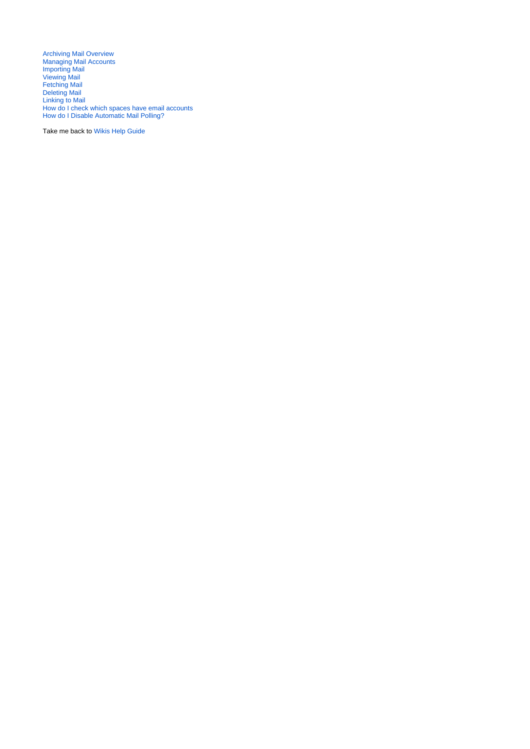Archiving Mail Overview
Managing Mail Accounts
Importing Mail
Viewing Mail
Fetching Mail
Deleting Mail
Linking to Mail
How do I check which spaces have email accounts
How do I Disable Automatic Mail Polling?

Take me back to Wikis Help Guide